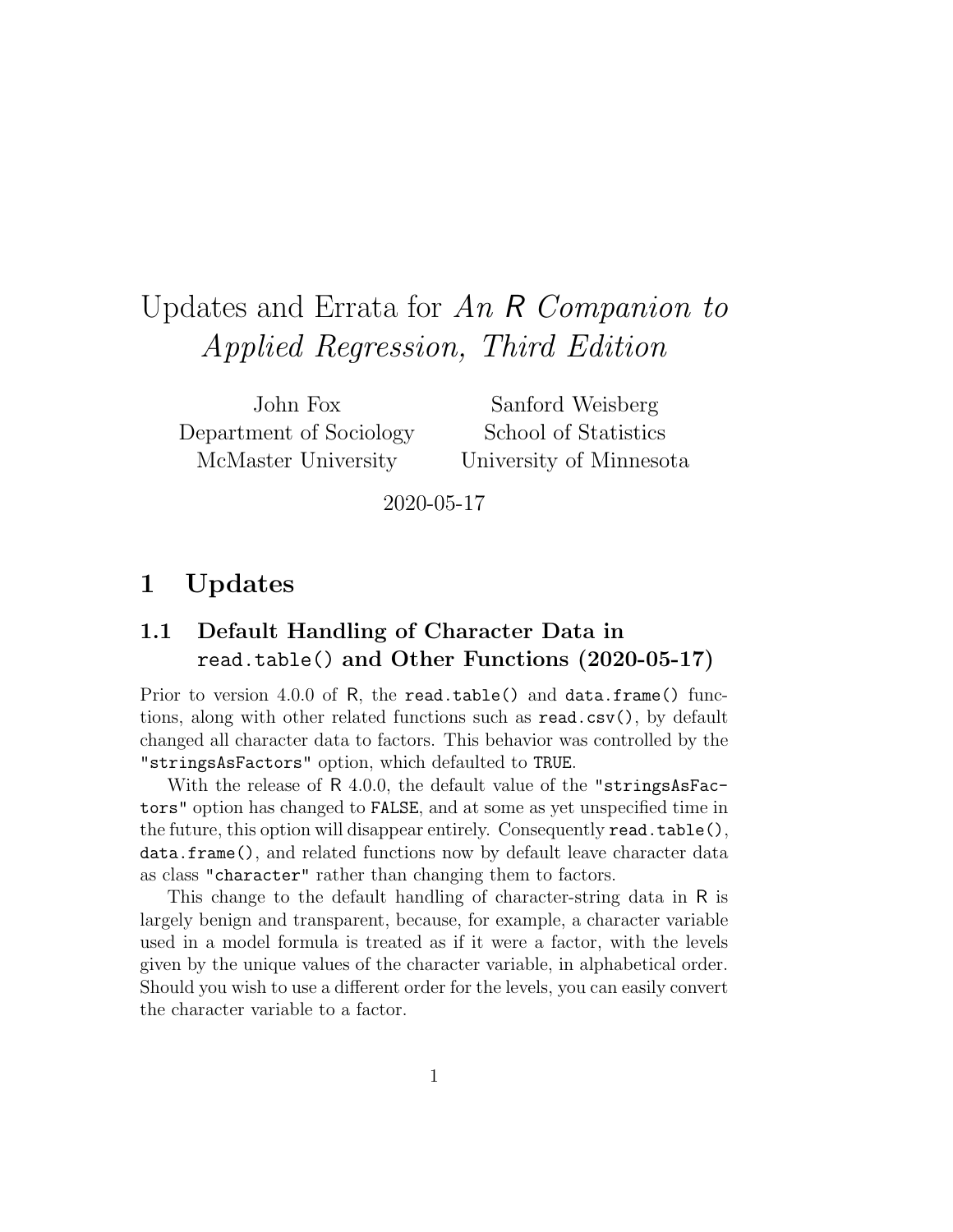# Updates and Errata for *An R Companion to Applied Regression, Third Edition*

John Fox
Department of Sociology
McMaster University

Sanford Weisberg
School of Statistics
University of Minnesota

2020-05-17

## 1 Updates

### 1.1 Default Handling of Character Data in `read.table()` and Other Functions (2020-05-17)

Prior to version 4.0.0 of R, the `read.table()` and `data.frame()` functions, along with other related functions such as `read.csv()`, by default changed all character data to factors. This behavior was controlled by the `"stringsAsFactors"` option, which defaulted to `TRUE`.

With the release of R 4.0.0, the default value of the `"stringsAsFactors"` option has changed to `FALSE`, and at some as yet unspecified time in the future, this option will disappear entirely. Consequently `read.table()`, `data.frame()`, and related functions now by default leave character data as class `"character"` rather than changing them to factors.

This change to the default handling of character-string data in R is largely benign and transparent, because, for example, a character variable used in a model formula is treated as if it were a factor, with the levels given by the unique values of the character variable, in alphabetical order. Should you wish to use a different order for the levels, you can easily convert the character variable to a factor.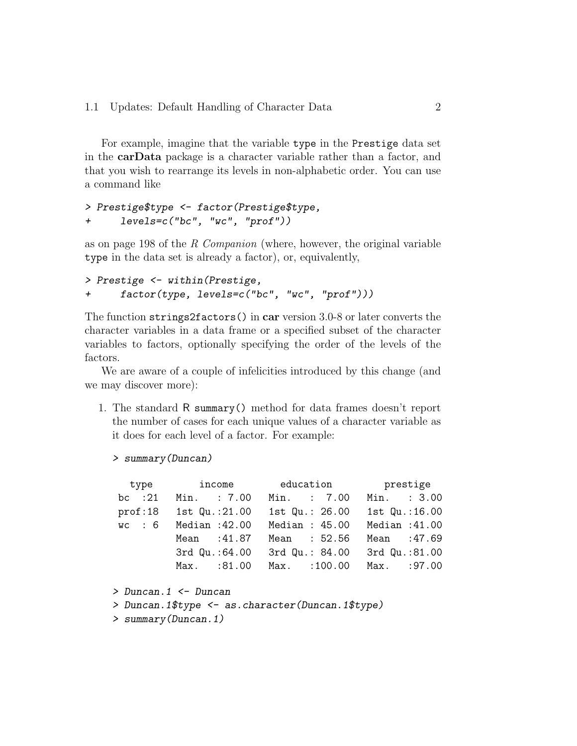For example, imagine that the variable `type` in the `Prestige` data set in the **carData** package is a character variable rather than a factor, and that you wish to rearrange its levels in non-alphabetic order. You can use a command like

```
> Prestige$type <- factor(Prestige$type,
+     levels=c("bc", "wc", "prof"))
```

as on page 198 of the *R Companion* (where, however, the original variable `type` in the data set is already a factor), or, equivalently,

```
> Prestige <- within(Prestige,
+     factor(type, levels=c("bc", "wc", "prof")))
```

The function `strings2factors()` in **car** version 3.0-8 or later converts the character variables in a data frame or a specified subset of the character variables to factors, optionally specifying the order of the levels of the factors.

We are aware of a couple of infelicities introduced by this change (and we may discover more):

1. The standard R `summary()` method for data frames doesn't report the number of cases for each unique values of a character variable as it does for each level of a factor. For example:

```
> summary(Duncan)

   type        income          education         prestige
 bc  :21   Min.   : 7.00   Min.   :  7.00   Min.   : 3.00
 prof:18   1st Qu.:21.00   1st Qu.: 26.00   1st Qu.:16.00
 wc  : 6   Median :42.00   Median : 45.00   Median :41.00
           Mean   :41.87   Mean   : 52.56   Mean   :47.69
           3rd Qu.:64.00   3rd Qu.: 84.00   3rd Qu.:81.00
           Max.   :81.00   Max.   :100.00   Max.   :97.00

> Duncan.1 <- Duncan
> Duncan.1$type <- as.character(Duncan.1$type)
> summary(Duncan.1)
```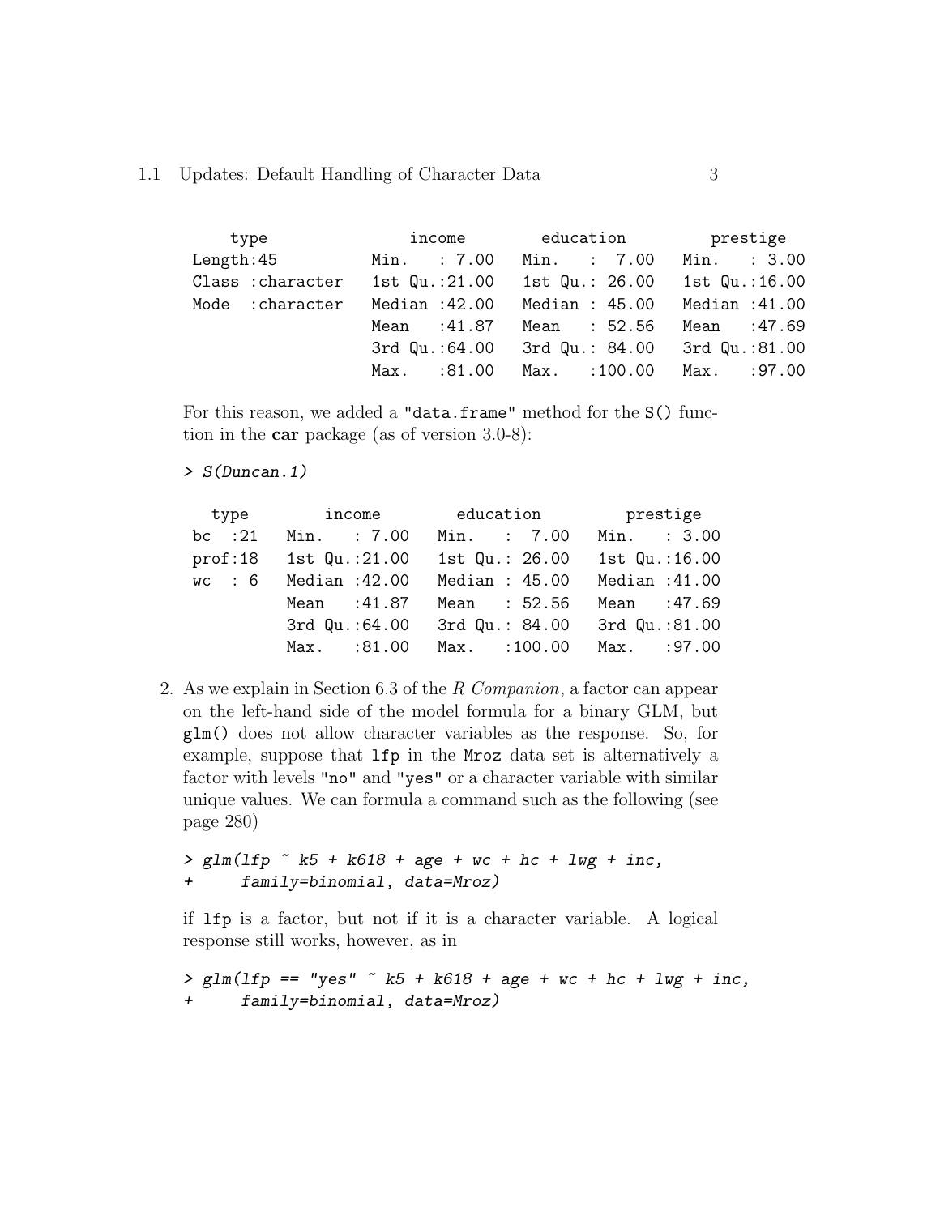```
    type               income         education          prestige
 Length:45          Min.   : 7.00   Min.   :  7.00   Min.   : 3.00
 Class :character   1st Qu.:21.00   1st Qu.: 26.00   1st Qu.:16.00
 Mode  :character   Median :42.00   Median : 45.00   Median :41.00
                    Mean   :41.87   Mean   : 52.56   Mean   :47.69
                    3rd Qu.:64.00   3rd Qu.: 84.00   3rd Qu.:81.00
                    Max.   :81.00   Max.   :100.00   Max.   :97.00
```

For this reason, we added a "data.frame" method for the `S()` function in the **car** package (as of version 3.0-8):

```
> S(Duncan.1)

   type        income         education          prestige
 bc  :21   Min.   : 7.00   Min.   :  7.00   Min.   : 3.00
 prof:18   1st Qu.:21.00   1st Qu.: 26.00   1st Qu.:16.00
 wc  : 6   Median :42.00   Median : 45.00   Median :41.00
           Mean   :41.87   Mean   : 52.56   Mean   :47.69
           3rd Qu.:64.00   3rd Qu.: 84.00   3rd Qu.:81.00
           Max.   :81.00   Max.   :100.00   Max.   :97.00
```

2. As we explain in Section 6.3 of the *R Companion*, a factor can appear on the left-hand side of the model formula for a binary GLM, but `glm()` does not allow character variables as the response. So, for example, suppose that `lfp` in the `Mroz` data set is alternatively a factor with levels "no" and "yes" or a character variable with similar unique values. We can formula a command such as the following (see page 280)

   ```
   > glm(lfp ~ k5 + k618 + age + wc + hc + lwg + inc,
   +     family=binomial, data=Mroz)
   ```

   if `lfp` is a factor, but not if it is a character variable. A logical response still works, however, as in

   ```
   > glm(lfp == "yes" ~ k5 + k618 + age + wc + hc + lwg + inc,
   +     family=binomial, data=Mroz)
   ```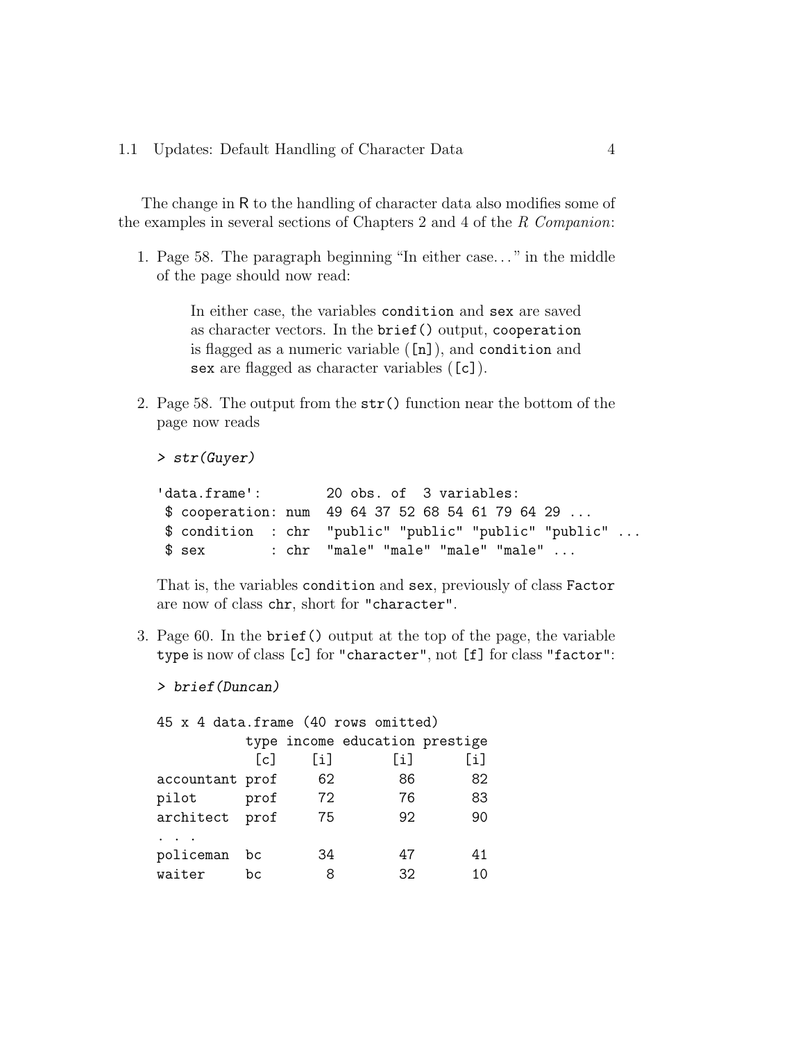The change in R to the handling of character data also modifies some of the examples in several sections of Chapters 2 and 4 of the *R Companion*:

1. Page 58. The paragraph beginning "In either case…" in the middle of the page should now read:

   > In either case, the variables `condition` and `sex` are saved as character vectors. In the `brief()` output, `cooperation` is flagged as a numeric variable (`[n]`), and `condition` and `sex` are flagged as character variables (`[c]`).

2. Page 58. The output from the `str()` function near the bottom of the page now reads

   ```
   > str(Guyer)

   'data.frame':       20 obs. of  3 variables:
    $ cooperation: num  49 64 37 52 68 54 61 79 64 29 ...
    $ condition  : chr  "public" "public" "public" "public" ...
    $ sex        : chr  "male" "male" "male" "male" ...
   ```

   That is, the variables `condition` and `sex`, previously of class `Factor` are now of class `chr`, short for `"character"`.

3. Page 60. In the `brief()` output at the top of the page, the variable `type` is now of class `[c]` for `"character"`, not `[f]` for class `"factor"`:

   ```
   > brief(Duncan)

   45 x 4 data.frame (40 rows omitted)
              type income education prestige
               [c]    [i]       [i]      [i]
   accountant prof     62        86       82
   pilot      prof     72        76       83
   architect  prof     75        92       90
   . . .
   policeman  bc       34        47       41
   waiter     bc        8        32       10
   ```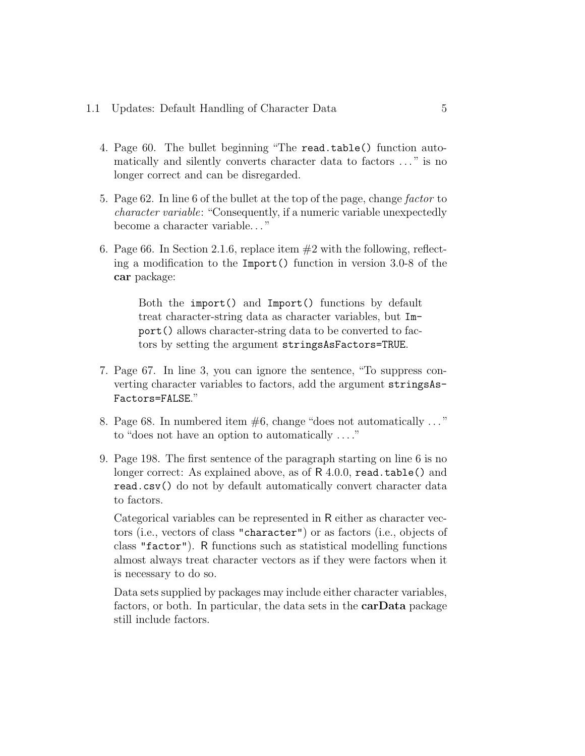4. Page 60. The bullet beginning "The `read.table()` function automatically and silently converts character data to factors ..." is no longer correct and can be disregarded.

5. Page 62. In line 6 of the bullet at the top of the page, change *factor* to *character variable*: "Consequently, if a numeric variable unexpectedly become a character variable..."

6. Page 66. In Section 2.1.6, replace item #2 with the following, reflecting a modification to the `Import()` function in version 3.0-8 of the **car** package:

   > Both the `import()` and `Import()` functions by default treat character-string data as character variables, but `Import()` allows character-string data to be converted to factors by setting the argument `stringsAsFactors=TRUE`.

7. Page 67. In line 3, you can ignore the sentence, "To suppress converting character variables to factors, add the argument `stringsAsFactors=FALSE`."

8. Page 68. In numbered item #6, change "does not automatically ..." to "does not have an option to automatically ...."

9. Page 198. The first sentence of the paragraph starting on line 6 is no longer correct: As explained above, as of R 4.0.0, `read.table()` and `read.csv()` do not by default automatically convert character data to factors.

   Categorical variables can be represented in R either as character vectors (i.e., vectors of class `"character"`) or as factors (i.e., objects of class `"factor"`). R functions such as statistical modelling functions almost always treat character vectors as if they were factors when it is necessary to do so.

   Data sets supplied by packages may include either character variables, factors, or both. In particular, the data sets in the **carData** package still include factors.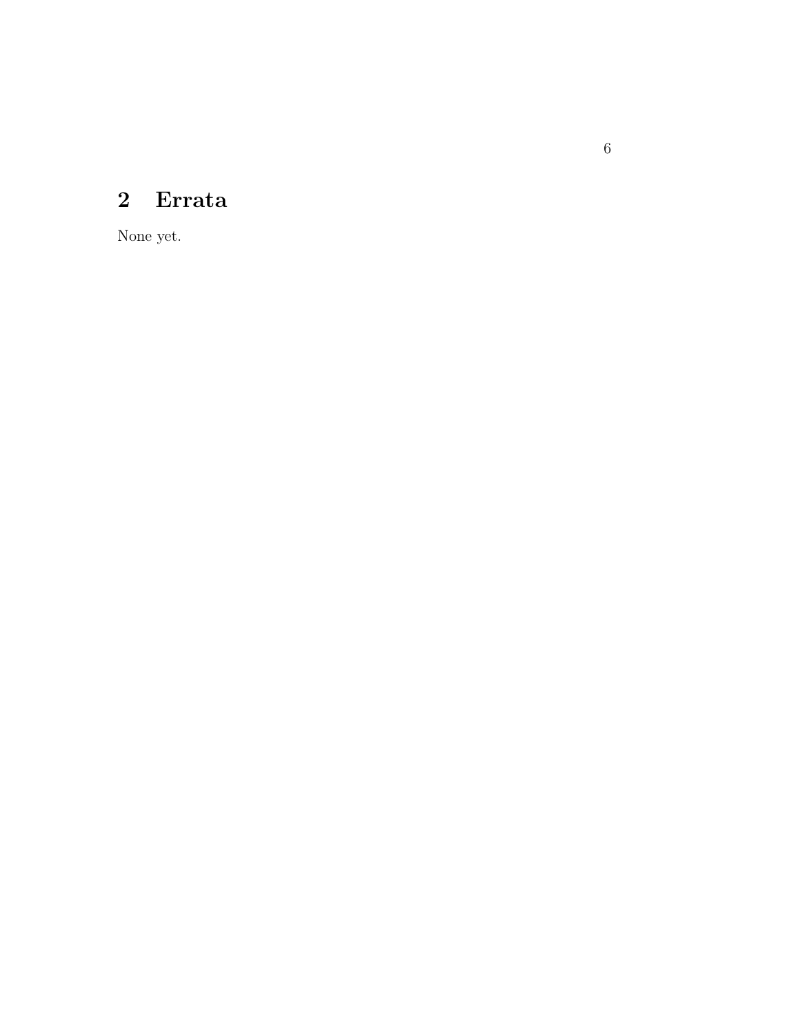## 2 Errata

None yet.